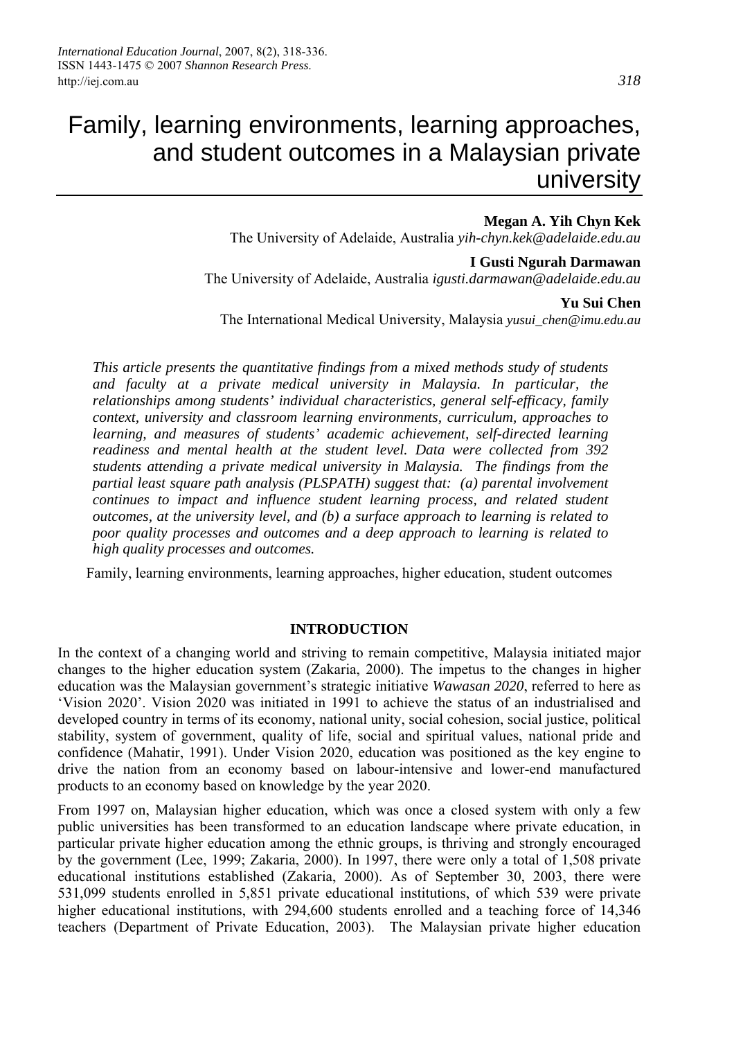# Family, learning environments, learning approaches, and student outcomes in a Malaysian private university

**Megan A. Yih Chyn Kek**
The University of Adelaide, Australia *yih-chyn.kek@adelaide.edu.au*

**I Gusti Ngurah Darmawan**
The University of Adelaide, Australia *igusti.darmawan@adelaide.edu.au*

**Yu Sui Chen**
The International Medical University, Malaysia *yusui_chen@imu.edu.au*

*This article presents the quantitative findings from a mixed methods study of students and faculty at a private medical university in Malaysia. In particular, the relationships among students' individual characteristics, general self-efficacy, family context, university and classroom learning environments, curriculum, approaches to learning, and measures of students' academic achievement, self-directed learning readiness and mental health at the student level. Data were collected from 392 students attending a private medical university in Malaysia. The findings from the partial least square path analysis (PLSPATH) suggest that: (a) parental involvement continues to impact and influence student learning process, and related student outcomes, at the university level, and (b) a surface approach to learning is related to poor quality processes and outcomes and a deep approach to learning is related to high quality processes and outcomes.*

Family, learning environments, learning approaches, higher education, student outcomes

## INTRODUCTION

In the context of a changing world and striving to remain competitive, Malaysia initiated major changes to the higher education system (Zakaria, 2000). The impetus to the changes in higher education was the Malaysian government's strategic initiative *Wawasan 2020*, referred to here as 'Vision 2020'. Vision 2020 was initiated in 1991 to achieve the status of an industrialised and developed country in terms of its economy, national unity, social cohesion, social justice, political stability, system of government, quality of life, social and spiritual values, national pride and confidence (Mahatir, 1991). Under Vision 2020, education was positioned as the key engine to drive the nation from an economy based on labour-intensive and lower-end manufactured products to an economy based on knowledge by the year 2020.

From 1997 on, Malaysian higher education, which was once a closed system with only a few public universities has been transformed to an education landscape where private education, in particular private higher education among the ethnic groups, is thriving and strongly encouraged by the government (Lee, 1999; Zakaria, 2000). In 1997, there were only a total of 1,508 private educational institutions established (Zakaria, 2000). As of September 30, 2003, there were 531,099 students enrolled in 5,851 private educational institutions, of which 539 were private higher educational institutions, with 294,600 students enrolled and a teaching force of 14,346 teachers (Department of Private Education, 2003). The Malaysian private higher education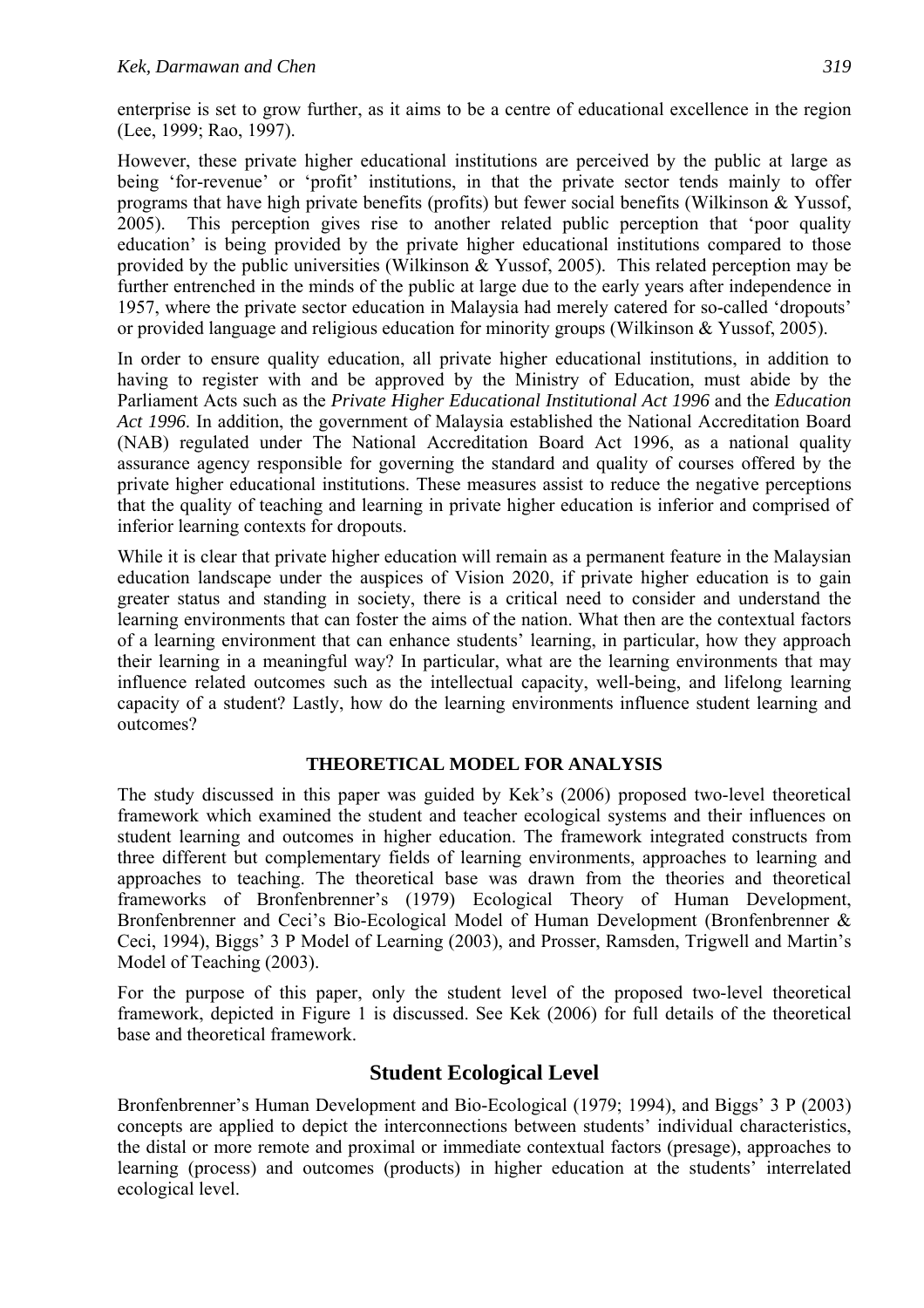enterprise is set to grow further, as it aims to be a centre of educational excellence in the region (Lee, 1999; Rao, 1997).

However, these private higher educational institutions are perceived by the public at large as being 'for-revenue' or 'profit' institutions, in that the private sector tends mainly to offer programs that have high private benefits (profits) but fewer social benefits (Wilkinson & Yussof, 2005). This perception gives rise to another related public perception that 'poor quality education' is being provided by the private higher educational institutions compared to those provided by the public universities (Wilkinson & Yussof, 2005). This related perception may be further entrenched in the minds of the public at large due to the early years after independence in 1957, where the private sector education in Malaysia had merely catered for so-called 'dropouts' or provided language and religious education for minority groups (Wilkinson & Yussof, 2005).

In order to ensure quality education, all private higher educational institutions, in addition to having to register with and be approved by the Ministry of Education, must abide by the Parliament Acts such as the *Private Higher Educational Institutional Act 1996* and the *Education Act 1996*. In addition, the government of Malaysia established the National Accreditation Board (NAB) regulated under The National Accreditation Board Act 1996, as a national quality assurance agency responsible for governing the standard and quality of courses offered by the private higher educational institutions. These measures assist to reduce the negative perceptions that the quality of teaching and learning in private higher education is inferior and comprised of inferior learning contexts for dropouts.

While it is clear that private higher education will remain as a permanent feature in the Malaysian education landscape under the auspices of Vision 2020, if private higher education is to gain greater status and standing in society, there is a critical need to consider and understand the learning environments that can foster the aims of the nation. What then are the contextual factors of a learning environment that can enhance students' learning, in particular, how they approach their learning in a meaningful way? In particular, what are the learning environments that may influence related outcomes such as the intellectual capacity, well-being, and lifelong learning capacity of a student? Lastly, how do the learning environments influence student learning and outcomes?

## THEORETICAL MODEL FOR ANALYSIS

The study discussed in this paper was guided by Kek's (2006) proposed two-level theoretical framework which examined the student and teacher ecological systems and their influences on student learning and outcomes in higher education. The framework integrated constructs from three different but complementary fields of learning environments, approaches to learning and approaches to teaching. The theoretical base was drawn from the theories and theoretical frameworks of Bronfenbrenner's (1979) Ecological Theory of Human Development, Bronfenbrenner and Ceci's Bio-Ecological Model of Human Development (Bronfenbrenner & Ceci, 1994), Biggs' 3 P Model of Learning (2003), and Prosser, Ramsden, Trigwell and Martin's Model of Teaching (2003).

For the purpose of this paper, only the student level of the proposed two-level theoretical framework, depicted in Figure 1 is discussed. See Kek (2006) for full details of the theoretical base and theoretical framework.

### Student Ecological Level

Bronfenbrenner's Human Development and Bio-Ecological (1979; 1994), and Biggs' 3 P (2003) concepts are applied to depict the interconnections between students' individual characteristics, the distal or more remote and proximal or immediate contextual factors (presage), approaches to learning (process) and outcomes (products) in higher education at the students' interrelated ecological level.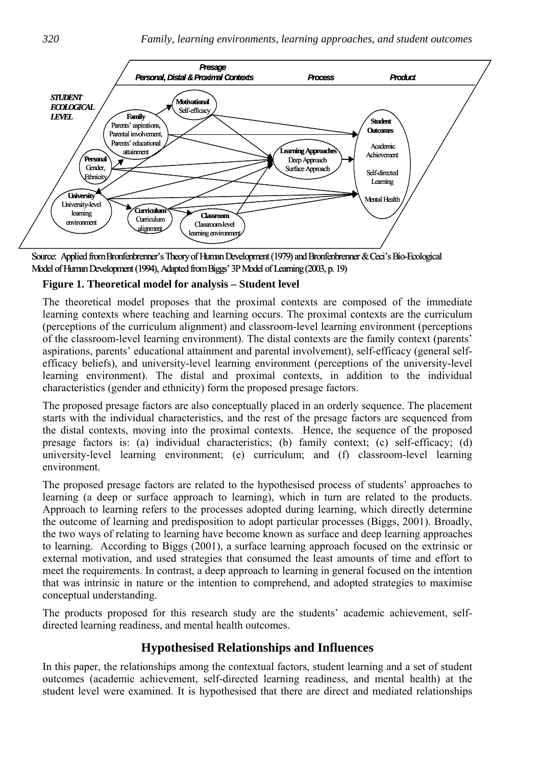Source: Applied from Bronfenbrenner's Theory of Human Development (1979) and Bronfenbrenner & Ceci's Bio-Ecological Model of Human Development (1994), Adapted from Biggs' 3P Model of Learning (2003, p. 19)

**Figure 1. Theoretical model for analysis – Student level**

The theoretical model proposes that the proximal contexts are composed of the immediate learning contexts where teaching and learning occurs. The proximal contexts are the curriculum (perceptions of the curriculum alignment) and classroom-level learning environment (perceptions of the classroom-level learning environment). The distal contexts are the family context (parents' aspirations, parents' educational attainment and parental involvement), self-efficacy (general self-efficacy beliefs), and university-level learning environment (perceptions of the university-level learning environment). The distal and proximal contexts, in addition to the individual characteristics (gender and ethnicity) form the proposed presage factors.

The proposed presage factors are also conceptually placed in an orderly sequence. The placement starts with the individual characteristics, and the rest of the presage factors are sequenced from the distal contexts, moving into the proximal contexts. Hence, the sequence of the proposed presage factors is: (a) individual characteristics; (b) family context; (c) self-efficacy; (d) university-level learning environment; (e) curriculum; and (f) classroom-level learning environment.

The proposed presage factors are related to the hypothesised process of students' approaches to learning (a deep or surface approach to learning), which in turn are related to the products. Approach to learning refers to the processes adopted during learning, which directly determine the outcome of learning and predisposition to adopt particular processes (Biggs, 2001). Broadly, the two ways of relating to learning have become known as surface and deep learning approaches to learning. According to Biggs (2001), a surface learning approach focused on the extrinsic or external motivation, and used strategies that consumed the least amounts of time and effort to meet the requirements. In contrast, a deep approach to learning in general focused on the intention that was intrinsic in nature or the intention to comprehend, and adopted strategies to maximise conceptual understanding.

The products proposed for this research study are the students' academic achievement, self-directed learning readiness, and mental health outcomes.

## Hypothesised Relationships and Influences

In this paper, the relationships among the contextual factors, student learning and a set of student outcomes (academic achievement, self-directed learning readiness, and mental health) at the student level were examined. It is hypothesised that there are direct and mediated relationships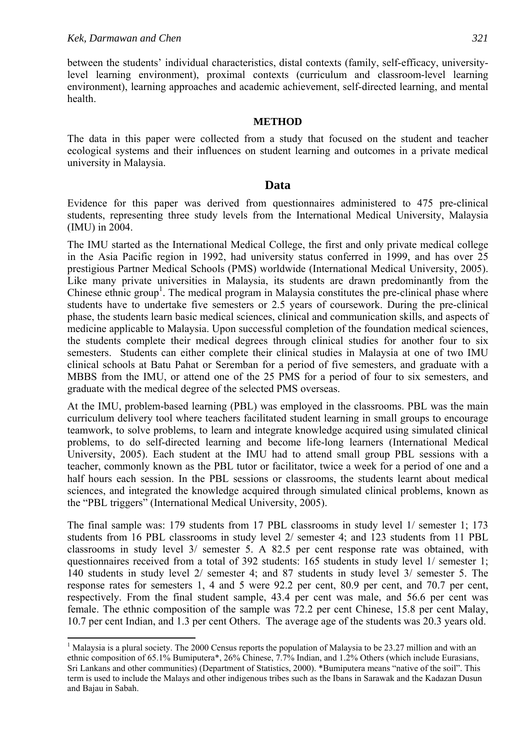between the students' individual characteristics, distal contexts (family, self-efficacy, university-level learning environment), proximal contexts (curriculum and classroom-level learning environment), learning approaches and academic achievement, self-directed learning, and mental health.

## METHOD

The data in this paper were collected from a study that focused on the student and teacher ecological systems and their influences on student learning and outcomes in a private medical university in Malaysia.

### Data

Evidence for this paper was derived from questionnaires administered to 475 pre-clinical students, representing three study levels from the International Medical University, Malaysia (IMU) in 2004.

The IMU started as the International Medical College, the first and only private medical college in the Asia Pacific region in 1992, had university status conferred in 1999, and has over 25 prestigious Partner Medical Schools (PMS) worldwide (International Medical University, 2005). Like many private universities in Malaysia, its students are drawn predominantly from the Chinese ethnic group[1]. The medical program in Malaysia constitutes the pre-clinical phase where students have to undertake five semesters or 2.5 years of coursework. During the pre-clinical phase, the students learn basic medical sciences, clinical and communication skills, and aspects of medicine applicable to Malaysia. Upon successful completion of the foundation medical sciences, the students complete their medical degrees through clinical studies for another four to six semesters. Students can either complete their clinical studies in Malaysia at one of two IMU clinical schools at Batu Pahat or Seremban for a period of five semesters, and graduate with a MBBS from the IMU, or attend one of the 25 PMS for a period of four to six semesters, and graduate with the medical degree of the selected PMS overseas.

At the IMU, problem-based learning (PBL) was employed in the classrooms. PBL was the main curriculum delivery tool where teachers facilitated student learning in small groups to encourage teamwork, to solve problems, to learn and integrate knowledge acquired using simulated clinical problems, to do self-directed learning and become life-long learners (International Medical University, 2005). Each student at the IMU had to attend small group PBL sessions with a teacher, commonly known as the PBL tutor or facilitator, twice a week for a period of one and a half hours each session. In the PBL sessions or classrooms, the students learnt about medical sciences, and integrated the knowledge acquired through simulated clinical problems, known as the "PBL triggers" (International Medical University, 2005).

The final sample was: 179 students from 17 PBL classrooms in study level 1/ semester 1; 173 students from 16 PBL classrooms in study level 2/ semester 4; and 123 students from 11 PBL classrooms in study level 3/ semester 5. A 82.5 per cent response rate was obtained, with questionnaires received from a total of 392 students: 165 students in study level 1/ semester 1; 140 students in study level 2/ semester 4; and 87 students in study level 3/ semester 5. The response rates for semesters 1, 4 and 5 were 92.2 per cent, 80.9 per cent, and 70.7 per cent, respectively. From the final student sample, 43.4 per cent was male, and 56.6 per cent was female. The ethnic composition of the sample was 72.2 per cent Chinese, 15.8 per cent Malay, 10.7 per cent Indian, and 1.3 per cent Others. The average age of the students was 20.3 years old.

---

[1] Malaysia is a plural society. The 2000 Census reports the population of Malaysia to be 23.27 million and with an ethnic composition of 65.1% Bumiputera*, 26% Chinese, 7.7% Indian, and 1.2% Others (which include Eurasians, Sri Lankans and other communities) (Department of Statistics, 2000). *Bumiputera means "native of the soil". This term is used to include the Malays and other indigenous tribes such as the Ibans in Sarawak and the Kadazan Dusun and Bajau in Sabah.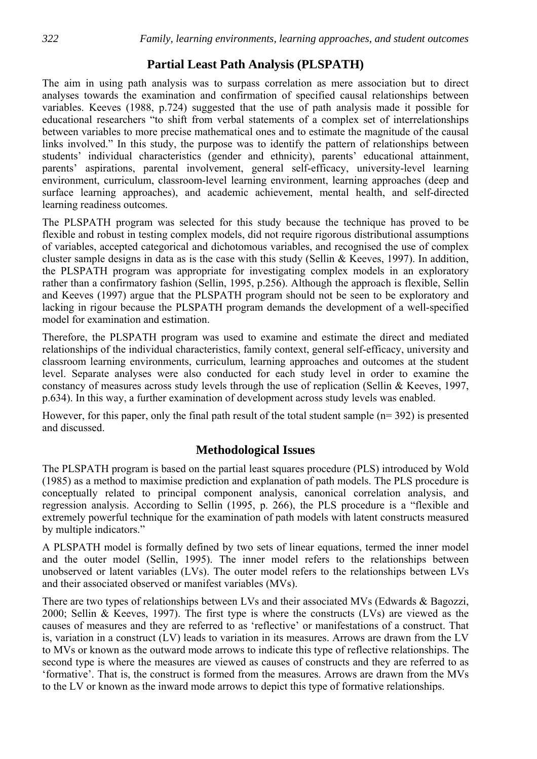## Partial Least Path Analysis (PLSPATH)

The aim in using path analysis was to surpass correlation as mere association but to direct analyses towards the examination and confirmation of specified causal relationships between variables. Keeves (1988, p.724) suggested that the use of path analysis made it possible for educational researchers "to shift from verbal statements of a complex set of interrelationships between variables to more precise mathematical ones and to estimate the magnitude of the causal links involved." In this study, the purpose was to identify the pattern of relationships between students' individual characteristics (gender and ethnicity), parents' educational attainment, parents' aspirations, parental involvement, general self-efficacy, university-level learning environment, curriculum, classroom-level learning environment, learning approaches (deep and surface learning approaches), and academic achievement, mental health, and self-directed learning readiness outcomes.

The PLSPATH program was selected for this study because the technique has proved to be flexible and robust in testing complex models, did not require rigorous distributional assumptions of variables, accepted categorical and dichotomous variables, and recognised the use of complex cluster sample designs in data as is the case with this study (Sellin & Keeves, 1997). In addition, the PLSPATH program was appropriate for investigating complex models in an exploratory rather than a confirmatory fashion (Sellin, 1995, p.256). Although the approach is flexible, Sellin and Keeves (1997) argue that the PLSPATH program should not be seen to be exploratory and lacking in rigour because the PLSPATH program demands the development of a well-specified model for examination and estimation.

Therefore, the PLSPATH program was used to examine and estimate the direct and mediated relationships of the individual characteristics, family context, general self-efficacy, university and classroom learning environments, curriculum, learning approaches and outcomes at the student level. Separate analyses were also conducted for each study level in order to examine the constancy of measures across study levels through the use of replication (Sellin & Keeves, 1997, p.634). In this way, a further examination of development across study levels was enabled.

However, for this paper, only the final path result of the total student sample (n= 392) is presented and discussed.

## Methodological Issues

The PLSPATH program is based on the partial least squares procedure (PLS) introduced by Wold (1985) as a method to maximise prediction and explanation of path models. The PLS procedure is conceptually related to principal component analysis, canonical correlation analysis, and regression analysis. According to Sellin (1995, p. 266), the PLS procedure is a "flexible and extremely powerful technique for the examination of path models with latent constructs measured by multiple indicators."

A PLSPATH model is formally defined by two sets of linear equations, termed the inner model and the outer model (Sellin, 1995). The inner model refers to the relationships between unobserved or latent variables (LVs). The outer model refers to the relationships between LVs and their associated observed or manifest variables (MVs).

There are two types of relationships between LVs and their associated MVs (Edwards & Bagozzi, 2000; Sellin & Keeves, 1997). The first type is where the constructs (LVs) are viewed as the causes of measures and they are referred to as 'reflective' or manifestations of a construct. That is, variation in a construct (LV) leads to variation in its measures. Arrows are drawn from the LV to MVs or known as the outward mode arrows to indicate this type of reflective relationships. The second type is where the measures are viewed as causes of constructs and they are referred to as 'formative'. That is, the construct is formed from the measures. Arrows are drawn from the MVs to the LV or known as the inward mode arrows to depict this type of formative relationships.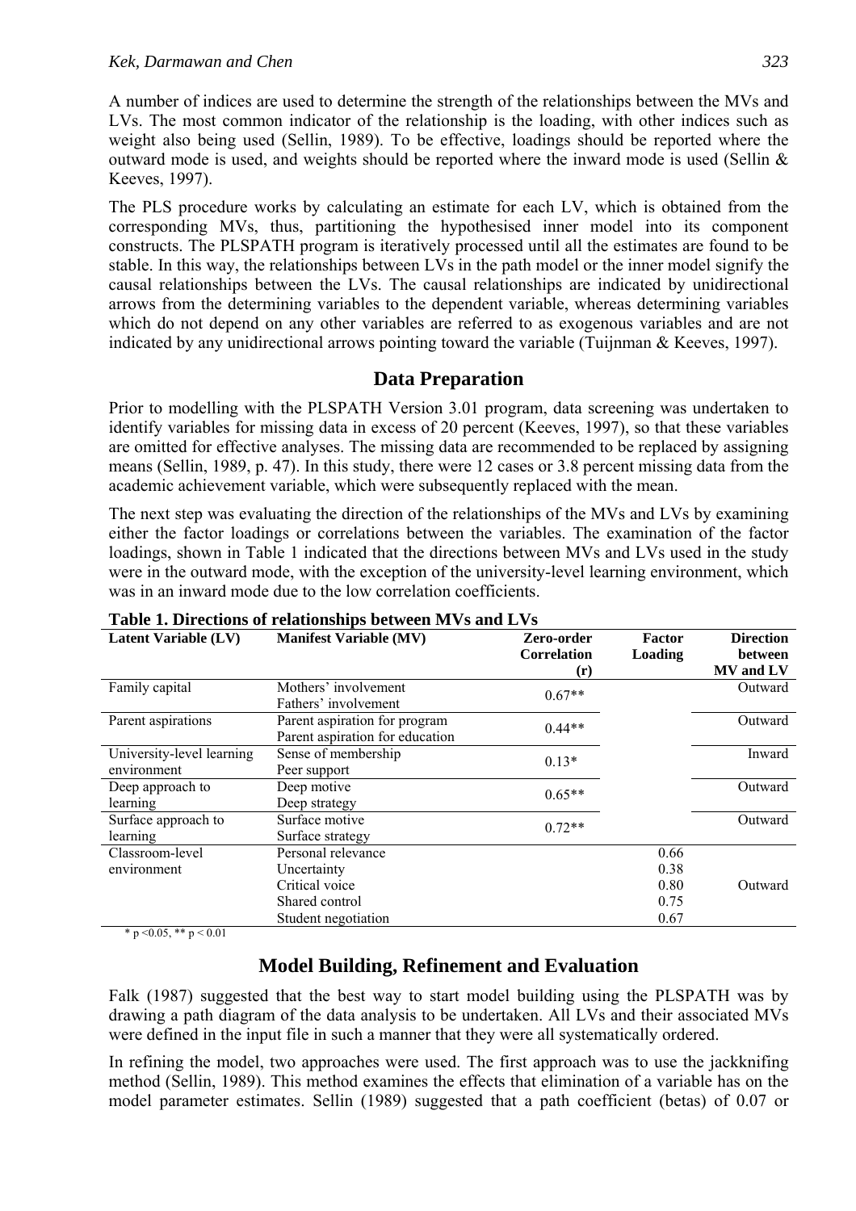A number of indices are used to determine the strength of the relationships between the MVs and LVs. The most common indicator of the relationship is the loading, with other indices such as weight also being used (Sellin, 1989). To be effective, loadings should be reported where the outward mode is used, and weights should be reported where the inward mode is used (Sellin & Keeves, 1997).

The PLS procedure works by calculating an estimate for each LV, which is obtained from the corresponding MVs, thus, partitioning the hypothesised inner model into its component constructs. The PLSPATH program is iteratively processed until all the estimates are found to be stable. In this way, the relationships between LVs in the path model or the inner model signify the causal relationships between the LVs. The causal relationships are indicated by unidirectional arrows from the determining variables to the dependent variable, whereas determining variables which do not depend on any other variables are referred to as exogenous variables and are not indicated by any unidirectional arrows pointing toward the variable (Tuijnman & Keeves, 1997).

## Data Preparation

Prior to modelling with the PLSPATH Version 3.01 program, data screening was undertaken to identify variables for missing data in excess of 20 percent (Keeves, 1997), so that these variables are omitted for effective analyses. The missing data are recommended to be replaced by assigning means (Sellin, 1989, p. 47). In this study, there were 12 cases or 3.8 percent missing data from the academic achievement variable, which were subsequently replaced with the mean.

The next step was evaluating the direction of the relationships of the MVs and LVs by examining either the factor loadings or correlations between the variables. The examination of the factor loadings, shown in Table 1 indicated that the directions between MVs and LVs used in the study were in the outward mode, with the exception of the university-level learning environment, which was in an inward mode due to the low correlation coefficients.

**Table 1. Directions of relationships between MVs and LVs**

| Latent Variable (LV) | Manifest Variable (MV) | Zero-order Correlation (r) | Factor Loading | Direction between MV and LV |
|---|---|---|---|---|
| Family capital | Mothers' involvement<br>Fathers' involvement | 0.67** | | Outward |
| Parent aspirations | Parent aspiration for program<br>Parent aspiration for education | 0.44** | | Outward |
| University-level learning environment | Sense of membership<br>Peer support | 0.13* | | Inward |
| Deep approach to learning | Deep motive<br>Deep strategy | 0.65** | | Outward |
| Surface approach to learning | Surface motive<br>Surface strategy | 0.72** | | Outward |
| Classroom-level environment | Personal relevance<br>Uncertainty<br>Critical voice<br>Shared control<br>Student negotiation | | 0.66<br>0.38<br>0.80<br>0.75<br>0.67 | Outward |

* $p < 0.05$, ** $p < 0.01$

## Model Building, Refinement and Evaluation

Falk (1987) suggested that the best way to start model building using the PLSPATH was by drawing a path diagram of the data analysis to be undertaken. All LVs and their associated MVs were defined in the input file in such a manner that they were all systematically ordered.

In refining the model, two approaches were used. The first approach was to use the jackknifing method (Sellin, 1989). This method examines the effects that elimination of a variable has on the model parameter estimates. Sellin (1989) suggested that a path coefficient (betas) of 0.07 or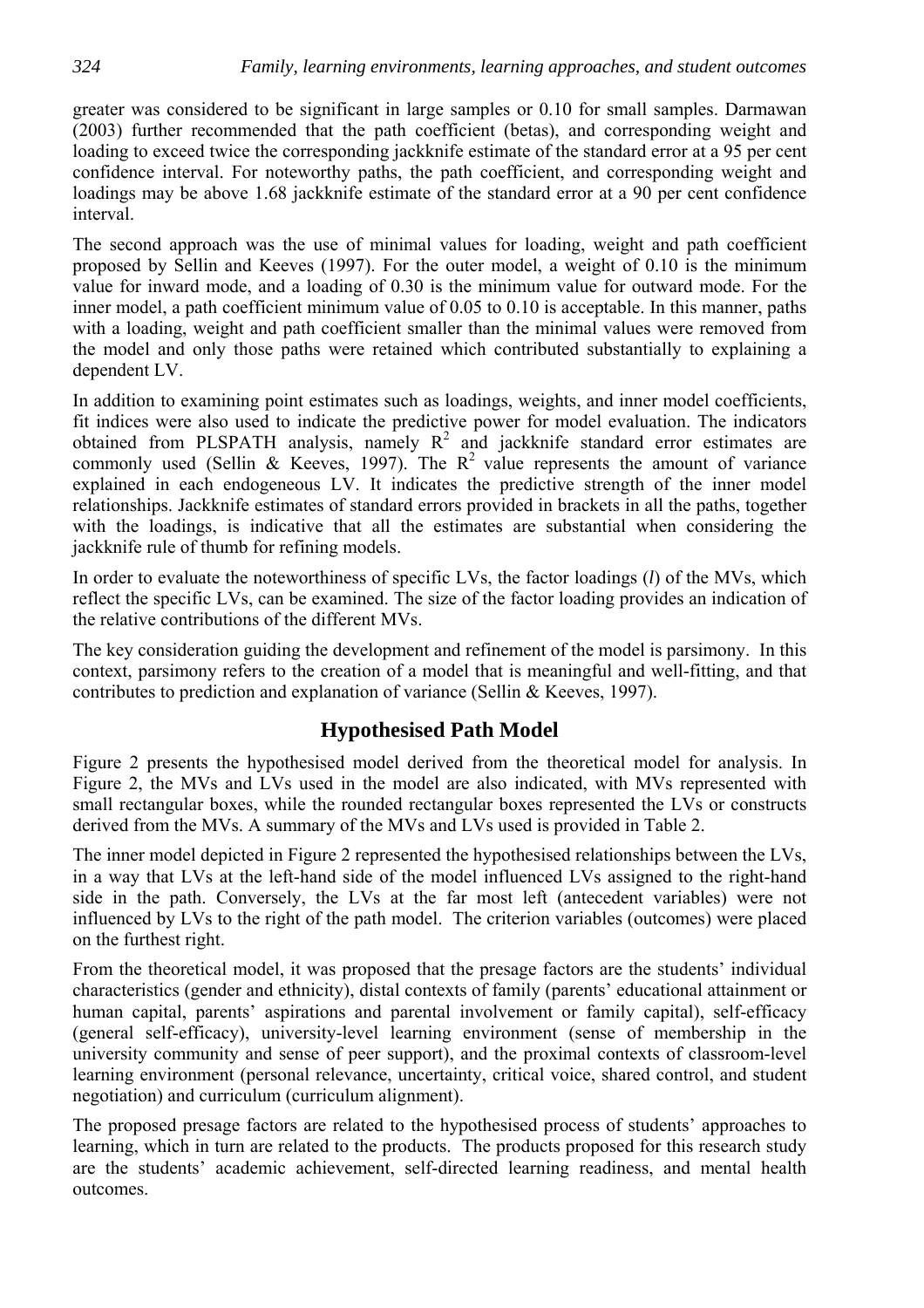greater was considered to be significant in large samples or 0.10 for small samples. Darmawan (2003) further recommended that the path coefficient (betas), and corresponding weight and loading to exceed twice the corresponding jackknife estimate of the standard error at a 95 per cent confidence interval. For noteworthy paths, the path coefficient, and corresponding weight and loadings may be above 1.68 jackknife estimate of the standard error at a 90 per cent confidence interval.

The second approach was the use of minimal values for loading, weight and path coefficient proposed by Sellin and Keeves (1997). For the outer model, a weight of 0.10 is the minimum value for inward mode, and a loading of 0.30 is the minimum value for outward mode. For the inner model, a path coefficient minimum value of 0.05 to 0.10 is acceptable. In this manner, paths with a loading, weight and path coefficient smaller than the minimal values were removed from the model and only those paths were retained which contributed substantially to explaining a dependent LV.

In addition to examining point estimates such as loadings, weights, and inner model coefficients, fit indices were also used to indicate the predictive power for model evaluation. The indicators obtained from PLSPATH analysis, namely $R^2$ and jackknife standard error estimates are commonly used (Sellin & Keeves, 1997). The $R^2$ value represents the amount of variance explained in each endogeneous LV. It indicates the predictive strength of the inner model relationships. Jackknife estimates of standard errors provided in brackets in all the paths, together with the loadings, is indicative that all the estimates are substantial when considering the jackknife rule of thumb for refining models.

In order to evaluate the noteworthiness of specific LVs, the factor loadings (*l*) of the MVs, which reflect the specific LVs, can be examined. The size of the factor loading provides an indication of the relative contributions of the different MVs.

The key consideration guiding the development and refinement of the model is parsimony. In this context, parsimony refers to the creation of a model that is meaningful and well-fitting, and that contributes to prediction and explanation of variance (Sellin & Keeves, 1997).

## Hypothesised Path Model

Figure 2 presents the hypothesised model derived from the theoretical model for analysis. In Figure 2, the MVs and LVs used in the model are also indicated, with MVs represented with small rectangular boxes, while the rounded rectangular boxes represented the LVs or constructs derived from the MVs. A summary of the MVs and LVs used is provided in Table 2.

The inner model depicted in Figure 2 represented the hypothesised relationships between the LVs, in a way that LVs at the left-hand side of the model influenced LVs assigned to the right-hand side in the path. Conversely, the LVs at the far most left (antecedent variables) were not influenced by LVs to the right of the path model. The criterion variables (outcomes) were placed on the furthest right.

From the theoretical model, it was proposed that the presage factors are the students' individual characteristics (gender and ethnicity), distal contexts of family (parents' educational attainment or human capital, parents' aspirations and parental involvement or family capital), self-efficacy (general self-efficacy), university-level learning environment (sense of membership in the university community and sense of peer support), and the proximal contexts of classroom-level learning environment (personal relevance, uncertainty, critical voice, shared control, and student negotiation) and curriculum (curriculum alignment).

The proposed presage factors are related to the hypothesised process of students' approaches to learning, which in turn are related to the products. The products proposed for this research study are the students' academic achievement, self-directed learning readiness, and mental health outcomes.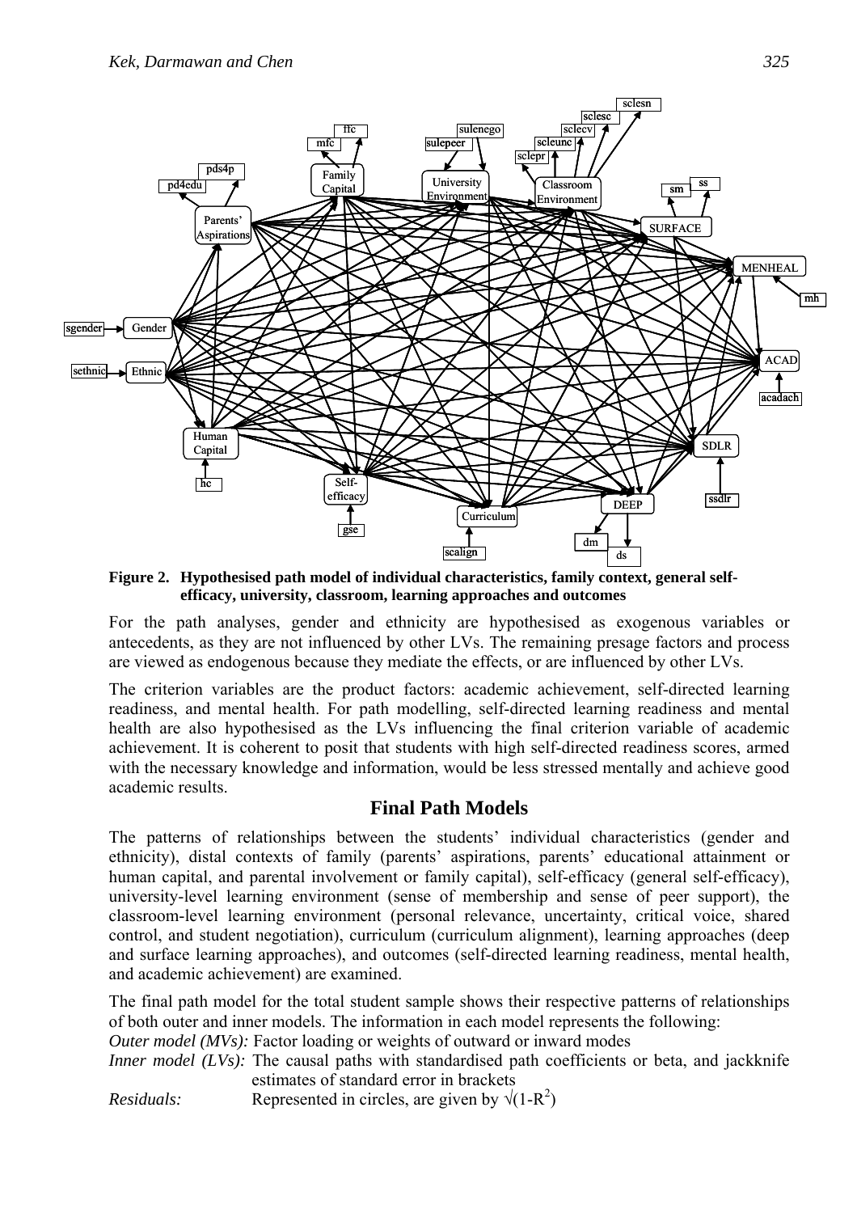**Figure 2. Hypothesised path model of individual characteristics, family context, general self-efficacy, university, classroom, learning approaches and outcomes**

For the path analyses, gender and ethnicity are hypothesised as exogenous variables or antecedents, as they are not influenced by other LVs. The remaining presage factors and process are viewed as endogenous because they mediate the effects, or are influenced by other LVs.

The criterion variables are the product factors: academic achievement, self-directed learning readiness, and mental health. For path modelling, self-directed learning readiness and mental health are also hypothesised as the LVs influencing the final criterion variable of academic achievement. It is coherent to posit that students with high self-directed readiness scores, armed with the necessary knowledge and information, would be less stressed mentally and achieve good academic results.

## Final Path Models

The patterns of relationships between the students' individual characteristics (gender and ethnicity), distal contexts of family (parents' aspirations, parents' educational attainment or human capital, and parental involvement or family capital), self-efficacy (general self-efficacy), university-level learning environment (sense of membership and sense of peer support), the classroom-level learning environment (personal relevance, uncertainty, critical voice, shared control, and student negotiation), curriculum (curriculum alignment), learning approaches (deep and surface learning approaches), and outcomes (self-directed learning readiness, mental health, and academic achievement) are examined.

The final path model for the total student sample shows their respective patterns of relationships of both outer and inner models. The information in each model represents the following:

*Outer model (MVs):* Factor loading or weights of outward or inward modes

*Inner model (LVs):* The causal paths with standardised path coefficients or beta, and jackknife estimates of standard error in brackets

*Residuals:* Represented in circles, are given by $\sqrt{(1-R^2)}$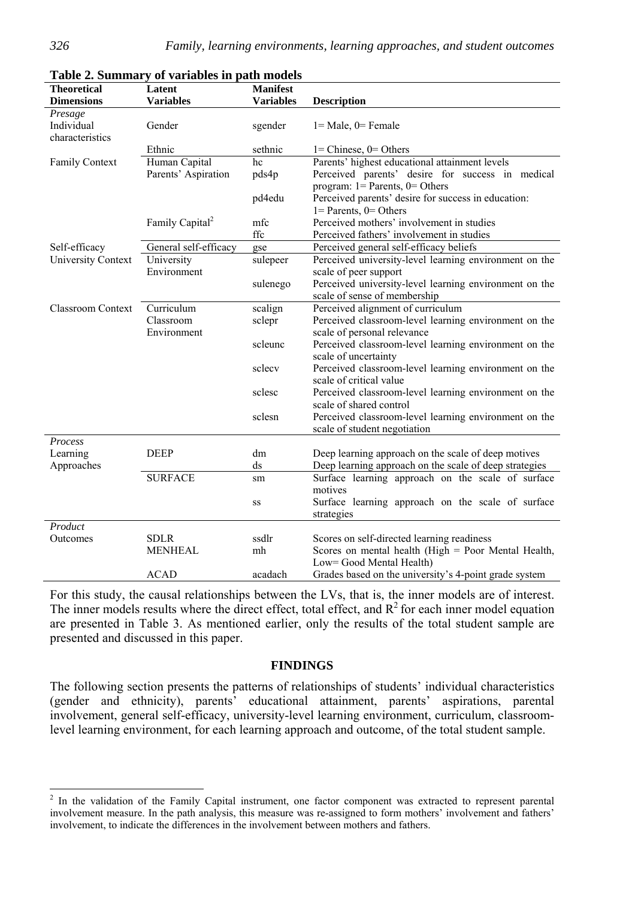**Table 2. Summary of variables in path models**

| Theoretical Dimensions | Latent Variables | Manifest Variables | Description |
|---|---|---|---|
| *Presage* | | | |
| Individual characteristics | Gender | sgender | 1= Male, 0= Female |
| | Ethnic | sethnic | 1= Chinese, 0= Others |
| Family Context | Human Capital | hc | Parents' highest educational attainment levels |
| | Parents' Aspiration | pds4p | Perceived parents' desire for success in medical program: 1= Parents, 0= Others |
| | | pd4edu | Perceived parents' desire for success in education: 1= Parents, 0= Others |
| | Family Capital[2] | mfc | Perceived mothers' involvement in studies |
| | | ffc | Perceived fathers' involvement in studies |
| Self-efficacy | General self-efficacy | gse | Perceived general self-efficacy beliefs |
| University Context | University Environment | sulepeer | Perceived university-level learning environment on the scale of peer support |
| | | sulenego | Perceived university-level learning environment on the scale of sense of membership |
| Classroom Context | Curriculum | scalign | Perceived alignment of curriculum |
| | Classroom Environment | sclepr | Perceived classroom-level learning environment on the scale of personal relevance |
| | | scleunc | Perceived classroom-level learning environment on the scale of uncertainty |
| | | sclecv | Perceived classroom-level learning environment on the scale of critical value |
| | | sclesc | Perceived classroom-level learning environment on the scale of shared control |
| | | sclesn | Perceived classroom-level learning environment on the scale of student negotiation |
| *Process* | | | |
| Learning Approaches | DEEP | dm | Deep learning approach on the scale of deep motives |
| | | ds | Deep learning approach on the scale of deep strategies |
| | SURFACE | sm | Surface learning approach on the scale of surface motives |
| | | ss | Surface learning approach on the scale of surface strategies |
| *Product* | | | |
| Outcomes | SDLR | ssdlr | Scores on self-directed learning readiness |
| | MENHEAL | mh | Scores on mental health (High = Poor Mental Health, Low= Good Mental Health) |
| | ACAD | acadach | Grades based on the university's 4-point grade system |

For this study, the causal relationships between the LVs, that is, the inner models are of interest. The inner models results where the direct effect, total effect, and $R^2$ for each inner model equation are presented in Table 3. As mentioned earlier, only the results of the total student sample are presented and discussed in this paper.

## FINDINGS

The following section presents the patterns of relationships of students' individual characteristics (gender and ethnicity), parents' educational attainment, parents' aspirations, parental involvement, general self-efficacy, university-level learning environment, curriculum, classroom-level learning environment, for each learning approach and outcome, of the total student sample.

[2] In the validation of the Family Capital instrument, one factor component was extracted to represent parental involvement measure. In the path analysis, this measure was re-assigned to form mothers' involvement and fathers' involvement, to indicate the differences in the involvement between mothers and fathers.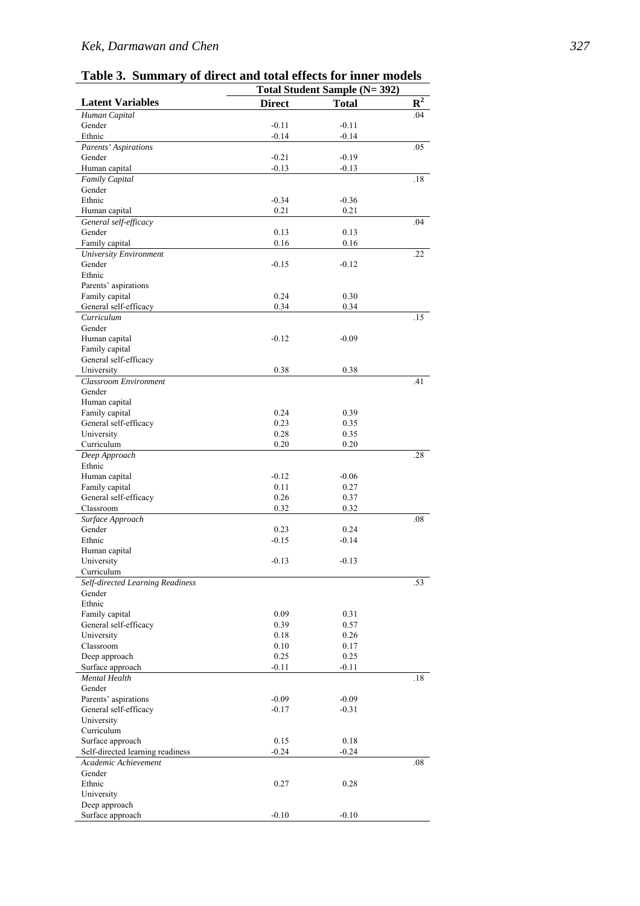**Table 3. Summary of direct and total effects for inner models**

| Latent Variables | Total Student Sample (N= 392) | | |
|---|---|---|---|
| | **Direct** | **Total** | $R^2$ |
| *Human Capital* | | | .04 |
| Gender | -0.11 | -0.11 | |
| Ethnic | -0.14 | -0.14 | |
| *Parents' Aspirations* | | | .05 |
| Gender | -0.21 | -0.19 | |
| Human capital | -0.13 | -0.13 | |
| *Family Capital* | | | .18 |
| Gender | | | |
| Ethnic | -0.34 | -0.36 | |
| Human capital | 0.21 | 0.21 | |
| *General self-efficacy* | | | .04 |
| Gender | 0.13 | 0.13 | |
| Family capital | 0.16 | 0.16 | |
| *University Environment* | | | .22 |
| Gender | -0.15 | -0.12 | |
| Ethnic | | | |
| Parents' aspirations | | | |
| Family capital | 0.24 | 0.30 | |
| General self-efficacy | 0.34 | 0.34 | |
| *Curriculum* | | | .15 |
| Gender | | | |
| Human capital | -0.12 | -0.09 | |
| Family capital | | | |
| General self-efficacy | | | |
| University | 0.38 | 0.38 | |
| *Classroom Environment* | | | .41 |
| Gender | | | |
| Human capital | | | |
| Family capital | 0.24 | 0.39 | |
| General self-efficacy | 0.23 | 0.35 | |
| University | 0.28 | 0.35 | |
| Curriculum | 0.20 | 0.20 | |
| *Deep Approach* | | | .28 |
| Ethnic | | | |
| Human capital | -0.12 | -0.06 | |
| Family capital | 0.11 | 0.27 | |
| General self-efficacy | 0.26 | 0.37 | |
| Classroom | 0.32 | 0.32 | |
| *Surface Approach* | | | .08 |
| Gender | 0.23 | 0.24 | |
| Ethnic | -0.15 | -0.14 | |
| Human capital | | | |
| University | -0.13 | -0.13 | |
| Curriculum | | | |
| *Self-directed Learning Readiness* | | | .53 |
| Gender | | | |
| Ethnic | | | |
| Family capital | 0.09 | 0.31 | |
| General self-efficacy | 0.39 | 0.57 | |
| University | 0.18 | 0.26 | |
| Classroom | 0.10 | 0.17 | |
| Deep approach | 0.25 | 0.25 | |
| Surface approach | -0.11 | -0.11 | |
| *Mental Health* | | | .18 |
| Gender | | | |
| Parents' aspirations | -0.09 | -0.09 | |
| General self-efficacy | -0.17 | -0.31 | |
| University | | | |
| Curriculum | | | |
| Surface approach | 0.15 | 0.18 | |
| Self-directed learning readiness | -0.24 | -0.24 | |
| *Academic Achievement* | | | .08 |
| Gender | | | |
| Ethnic | 0.27 | 0.28 | |
| University | | | |
| Deep approach | | | |
| Surface approach | -0.10 | -0.10 | |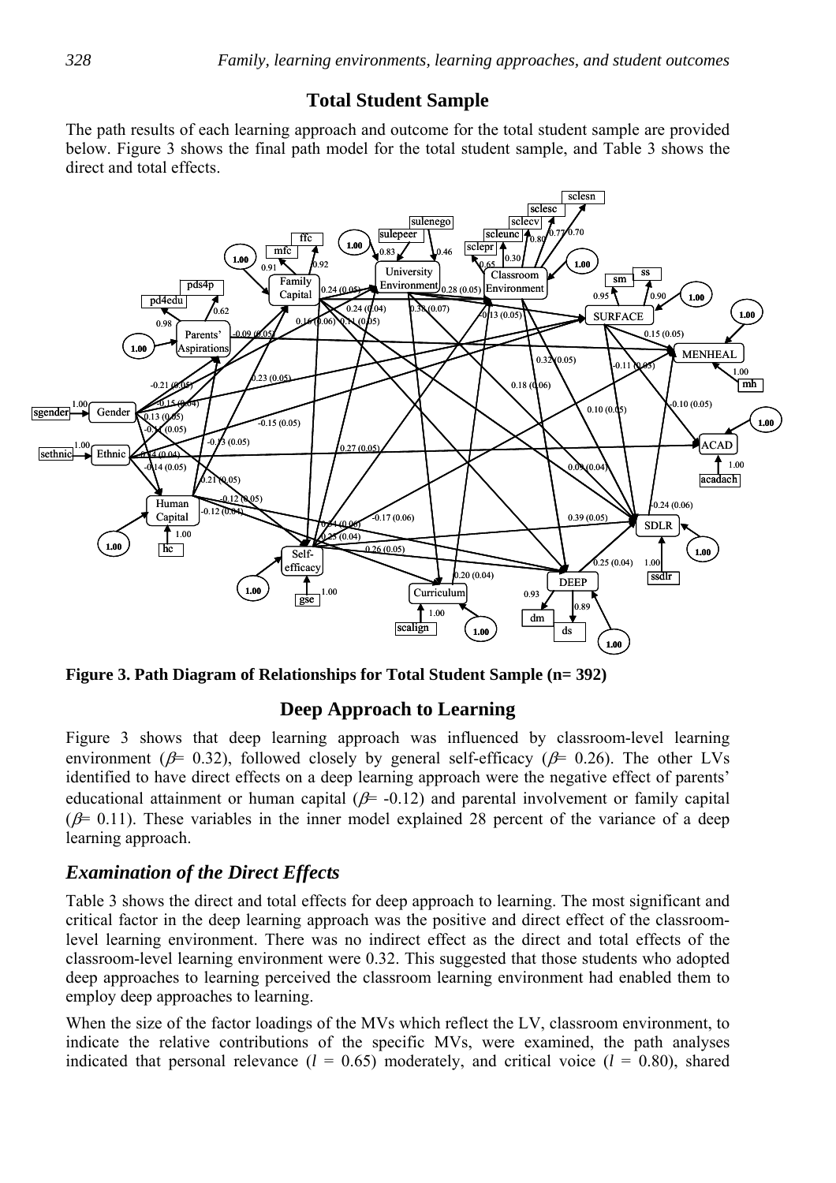## Total Student Sample

The path results of each learning approach and outcome for the total student sample are provided below. Figure 3 shows the final path model for the total student sample, and Table 3 shows the direct and total effects.

**Figure 3. Path Diagram of Relationships for Total Student Sample (n= 392)**

## Deep Approach to Learning

Figure 3 shows that deep learning approach was influenced by classroom-level learning environment ($\beta$= 0.32), followed closely by general self-efficacy ($\beta$= 0.26). The other LVs identified to have direct effects on a deep learning approach were the negative effect of parents' educational attainment or human capital ($\beta$= -0.12) and parental involvement or family capital ($\beta$= 0.11). These variables in the inner model explained 28 percent of the variance of a deep learning approach.

### *Examination of the Direct Effects*

Table 3 shows the direct and total effects for deep approach to learning. The most significant and critical factor in the deep learning approach was the positive and direct effect of the classroom-level learning environment. There was no indirect effect as the direct and total effects of the classroom-level learning environment were 0.32. This suggested that those students who adopted deep approaches to learning perceived the classroom learning environment had enabled them to employ deep approaches to learning.

When the size of the factor loadings of the MVs which reflect the LV, classroom environment, to indicate the relative contributions of the specific MVs, were examined, the path analyses indicated that personal relevance ($l$ = 0.65) moderately, and critical voice ($l$ = 0.80), shared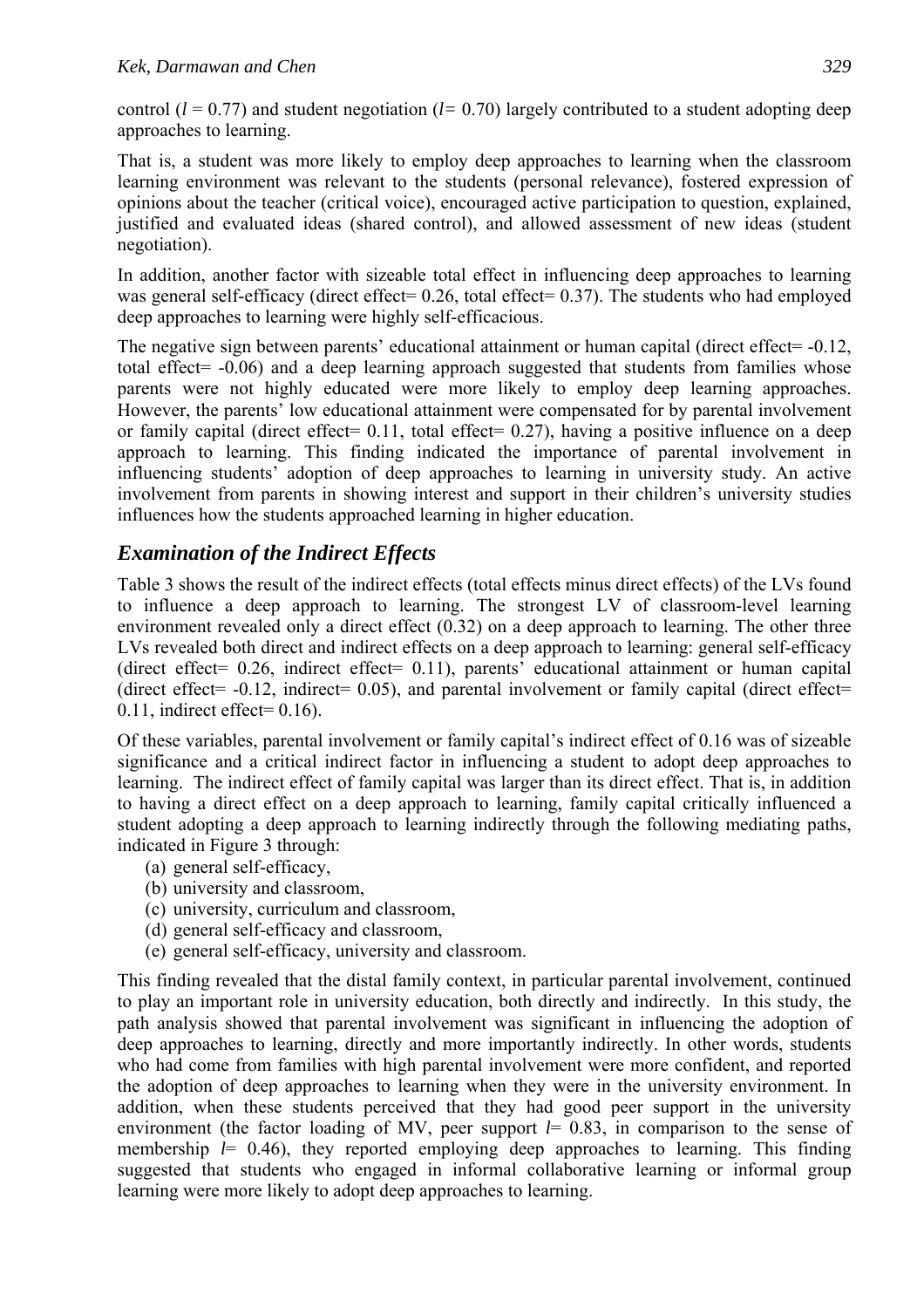control ($l$ = 0.77) and student negotiation ($l$= 0.70) largely contributed to a student adopting deep approaches to learning.

That is, a student was more likely to employ deep approaches to learning when the classroom learning environment was relevant to the students (personal relevance), fostered expression of opinions about the teacher (critical voice), encouraged active participation to question, explained, justified and evaluated ideas (shared control), and allowed assessment of new ideas (student negotiation).

In addition, another factor with sizeable total effect in influencing deep approaches to learning was general self-efficacy (direct effect= 0.26, total effect= 0.37). The students who had employed deep approaches to learning were highly self-efficacious.

The negative sign between parents' educational attainment or human capital (direct effect= -0.12, total effect= -0.06) and a deep learning approach suggested that students from families whose parents were not highly educated were more likely to employ deep learning approaches. However, the parents' low educational attainment were compensated for by parental involvement or family capital (direct effect= 0.11, total effect= 0.27), having a positive influence on a deep approach to learning. This finding indicated the importance of parental involvement in influencing students' adoption of deep approaches to learning in university study. An active involvement from parents in showing interest and support in their children's university studies influences how the students approached learning in higher education.

## *Examination of the Indirect Effects*

Table 3 shows the result of the indirect effects (total effects minus direct effects) of the LVs found to influence a deep approach to learning. The strongest LV of classroom-level learning environment revealed only a direct effect (0.32) on a deep approach to learning. The other three LVs revealed both direct and indirect effects on a deep approach to learning: general self-efficacy (direct effect= 0.26, indirect effect= 0.11), parents' educational attainment or human capital (direct effect= -0.12, indirect= 0.05), and parental involvement or family capital (direct effect= 0.11, indirect effect= 0.16).

Of these variables, parental involvement or family capital's indirect effect of 0.16 was of sizeable significance and a critical indirect factor in influencing a student to adopt deep approaches to learning. The indirect effect of family capital was larger than its direct effect. That is, in addition to having a direct effect on a deep approach to learning, family capital critically influenced a student adopting a deep approach to learning indirectly through the following mediating paths, indicated in Figure 3 through:

(a) general self-efficacy,
(b) university and classroom,
(c) university, curriculum and classroom,
(d) general self-efficacy and classroom,
(e) general self-efficacy, university and classroom.

This finding revealed that the distal family context, in particular parental involvement, continued to play an important role in university education, both directly and indirectly. In this study, the path analysis showed that parental involvement was significant in influencing the adoption of deep approaches to learning, directly and more importantly indirectly. In other words, students who had come from families with high parental involvement were more confident, and reported the adoption of deep approaches to learning when they were in the university environment. In addition, when these students perceived that they had good peer support in the university environment (the factor loading of MV, peer support $l$= 0.83, in comparison to the sense of membership $l$= 0.46), they reported employing deep approaches to learning. This finding suggested that students who engaged in informal collaborative learning or informal group learning were more likely to adopt deep approaches to learning.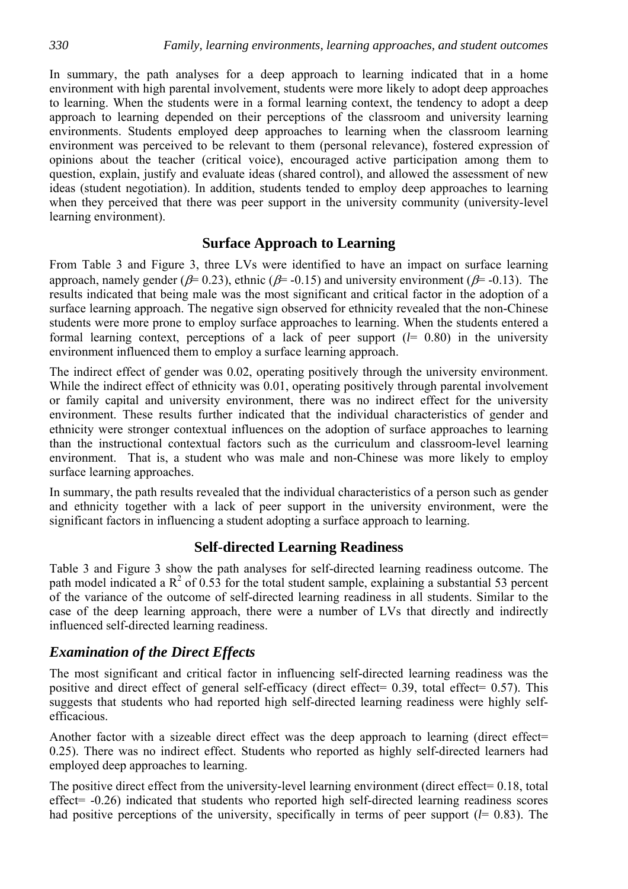In summary, the path analyses for a deep approach to learning indicated that in a home environment with high parental involvement, students were more likely to adopt deep approaches to learning. When the students were in a formal learning context, the tendency to adopt a deep approach to learning depended on their perceptions of the classroom and university learning environments. Students employed deep approaches to learning when the classroom learning environment was perceived to be relevant to them (personal relevance), fostered expression of opinions about the teacher (critical voice), encouraged active participation among them to question, explain, justify and evaluate ideas (shared control), and allowed the assessment of new ideas (student negotiation). In addition, students tended to employ deep approaches to learning when they perceived that there was peer support in the university community (university-level learning environment).

## Surface Approach to Learning

From Table 3 and Figure 3, three LVs were identified to have an impact on surface learning approach, namely gender ($\beta$= 0.23), ethnic ($\beta$= -0.15) and university environment ($\beta$= -0.13). The results indicated that being male was the most significant and critical factor in the adoption of a surface learning approach. The negative sign observed for ethnicity revealed that the non-Chinese students were more prone to employ surface approaches to learning. When the students entered a formal learning context, perceptions of a lack of peer support ($l$= 0.80) in the university environment influenced them to employ a surface learning approach.

The indirect effect of gender was 0.02, operating positively through the university environment. While the indirect effect of ethnicity was 0.01, operating positively through parental involvement or family capital and university environment, there was no indirect effect for the university environment. These results further indicated that the individual characteristics of gender and ethnicity were stronger contextual influences on the adoption of surface approaches to learning than the instructional contextual factors such as the curriculum and classroom-level learning environment. That is, a student who was male and non-Chinese was more likely to employ surface learning approaches.

In summary, the path results revealed that the individual characteristics of a person such as gender and ethnicity together with a lack of peer support in the university environment, were the significant factors in influencing a student adopting a surface approach to learning.

## Self-directed Learning Readiness

Table 3 and Figure 3 show the path analyses for self-directed learning readiness outcome. The path model indicated a $R^2$ of 0.53 for the total student sample, explaining a substantial 53 percent of the variance of the outcome of self-directed learning readiness in all students. Similar to the case of the deep learning approach, there were a number of LVs that directly and indirectly influenced self-directed learning readiness.

### *Examination of the Direct Effects*

The most significant and critical factor in influencing self-directed learning readiness was the positive and direct effect of general self-efficacy (direct effect= 0.39, total effect= 0.57). This suggests that students who had reported high self-directed learning readiness were highly self-efficacious.

Another factor with a sizeable direct effect was the deep approach to learning (direct effect= 0.25). There was no indirect effect. Students who reported as highly self-directed learners had employed deep approaches to learning.

The positive direct effect from the university-level learning environment (direct effect= 0.18, total effect= -0.26) indicated that students who reported high self-directed learning readiness scores had positive perceptions of the university, specifically in terms of peer support ($l$= 0.83). The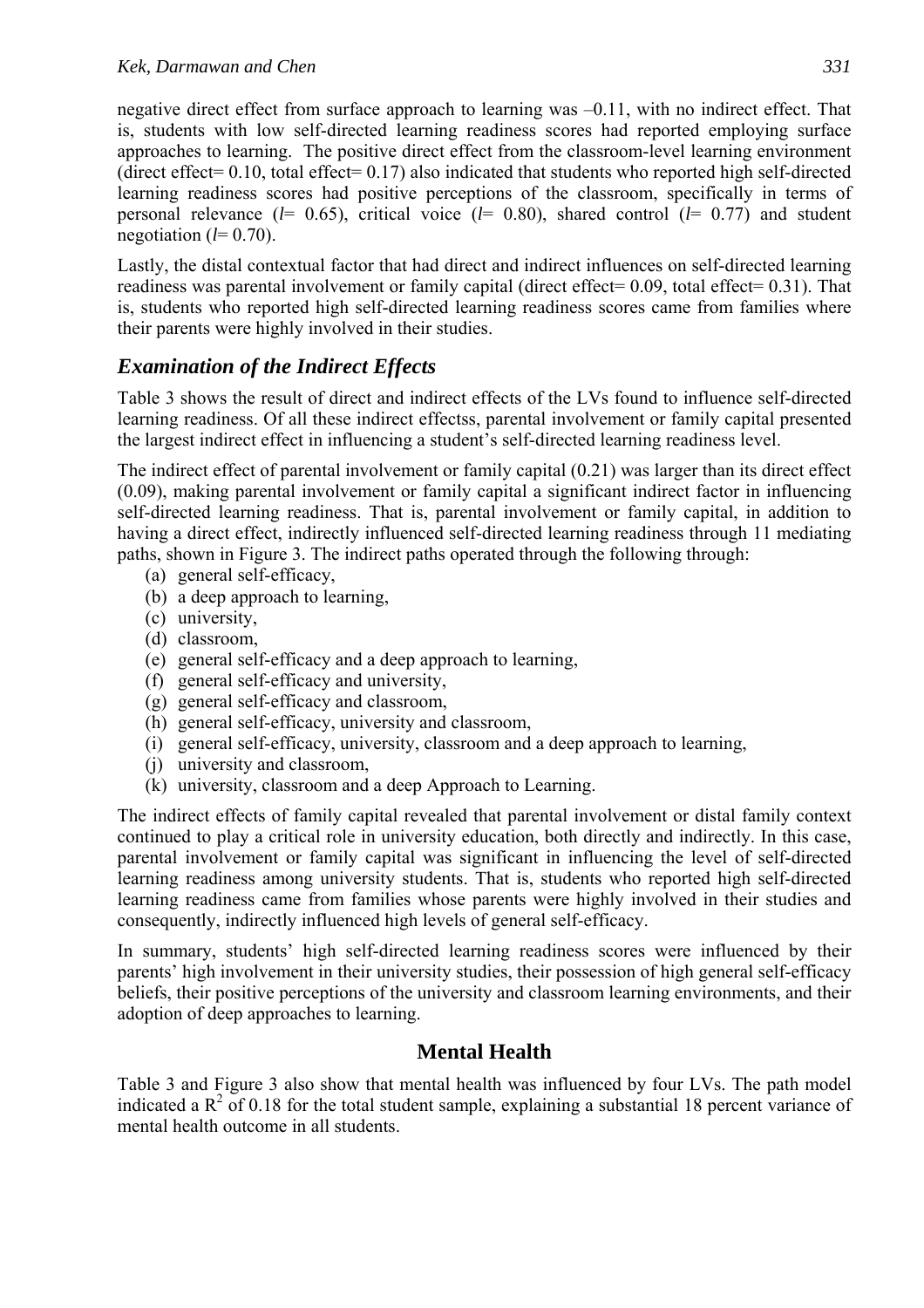negative direct effect from surface approach to learning was –0.11, with no indirect effect. That is, students with low self-directed learning readiness scores had reported employing surface approaches to learning. The positive direct effect from the classroom-level learning environment (direct effect= 0.10, total effect= 0.17) also indicated that students who reported high self-directed learning readiness scores had positive perceptions of the classroom, specifically in terms of personal relevance (*l*= 0.65), critical voice (*l*= 0.80), shared control (*l*= 0.77) and student negotiation (*l*= 0.70).

Lastly, the distal contextual factor that had direct and indirect influences on self-directed learning readiness was parental involvement or family capital (direct effect= 0.09, total effect= 0.31). That is, students who reported high self-directed learning readiness scores came from families where their parents were highly involved in their studies.

## *Examination of the Indirect Effects*

Table 3 shows the result of direct and indirect effects of the LVs found to influence self-directed learning readiness. Of all these indirect effectss, parental involvement or family capital presented the largest indirect effect in influencing a student's self-directed learning readiness level.

The indirect effect of parental involvement or family capital (0.21) was larger than its direct effect (0.09), making parental involvement or family capital a significant indirect factor in influencing self-directed learning readiness. That is, parental involvement or family capital, in addition to having a direct effect, indirectly influenced self-directed learning readiness through 11 mediating paths, shown in Figure 3. The indirect paths operated through the following through:

(a) general self-efficacy,
(b) a deep approach to learning,
(c) university,
(d) classroom,
(e) general self-efficacy and a deep approach to learning,
(f) general self-efficacy and university,
(g) general self-efficacy and classroom,
(h) general self-efficacy, university and classroom,
(i) general self-efficacy, university, classroom and a deep approach to learning,
(j) university and classroom,
(k) university, classroom and a deep Approach to Learning.

The indirect effects of family capital revealed that parental involvement or distal family context continued to play a critical role in university education, both directly and indirectly. In this case, parental involvement or family capital was significant in influencing the level of self-directed learning readiness among university students. That is, students who reported high self-directed learning readiness came from families whose parents were highly involved in their studies and consequently, indirectly influenced high levels of general self-efficacy.

In summary, students' high self-directed learning readiness scores were influenced by their parents' high involvement in their university studies, their possession of high general self-efficacy beliefs, their positive perceptions of the university and classroom learning environments, and their adoption of deep approaches to learning.

## Mental Health

Table 3 and Figure 3 also show that mental health was influenced by four LVs. The path model indicated a $R^2$ of 0.18 for the total student sample, explaining a substantial 18 percent variance of mental health outcome in all students.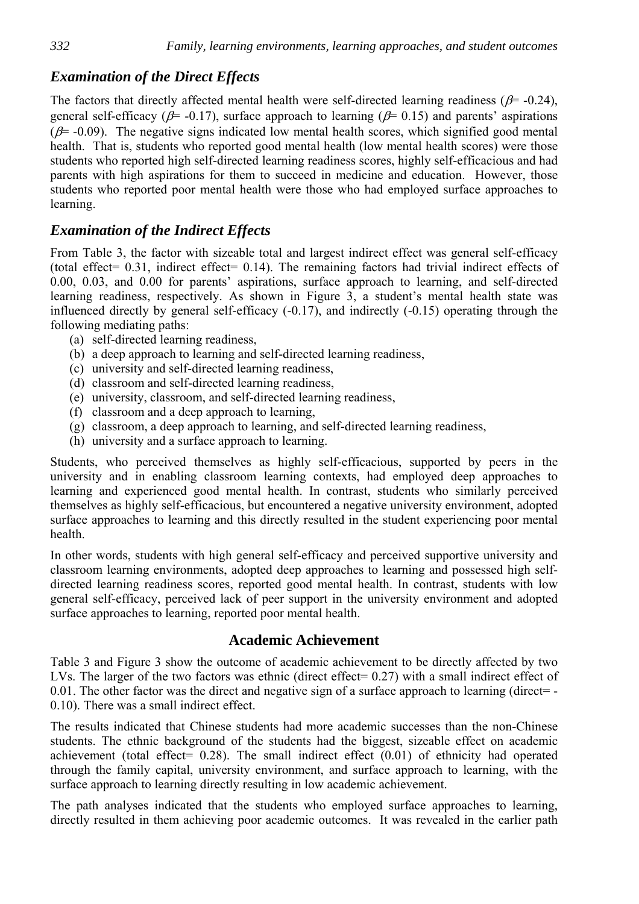### *Examination of the Direct Effects*

The factors that directly affected mental health were self-directed learning readiness ($\beta$= -0.24), general self-efficacy ($\beta$= -0.17), surface approach to learning ($\beta$= 0.15) and parents' aspirations ($\beta$= -0.09). The negative signs indicated low mental health scores, which signified good mental health. That is, students who reported good mental health (low mental health scores) were those students who reported high self-directed learning readiness scores, highly self-efficacious and had parents with high aspirations for them to succeed in medicine and education. However, those students who reported poor mental health were those who had employed surface approaches to learning.

### *Examination of the Indirect Effects*

From Table 3, the factor with sizeable total and largest indirect effect was general self-efficacy (total effect= 0.31, indirect effect= 0.14). The remaining factors had trivial indirect effects of 0.00, 0.03, and 0.00 for parents' aspirations, surface approach to learning, and self-directed learning readiness, respectively. As shown in Figure 3, a student's mental health state was influenced directly by general self-efficacy (-0.17), and indirectly (-0.15) operating through the following mediating paths:

(a) self-directed learning readiness,
(b) a deep approach to learning and self-directed learning readiness,
(c) university and self-directed learning readiness,
(d) classroom and self-directed learning readiness,
(e) university, classroom, and self-directed learning readiness,
(f) classroom and a deep approach to learning,
(g) classroom, a deep approach to learning, and self-directed learning readiness,
(h) university and a surface approach to learning.

Students, who perceived themselves as highly self-efficacious, supported by peers in the university and in enabling classroom learning contexts, had employed deep approaches to learning and experienced good mental health. In contrast, students who similarly perceived themselves as highly self-efficacious, but encountered a negative university environment, adopted surface approaches to learning and this directly resulted in the student experiencing poor mental health.

In other words, students with high general self-efficacy and perceived supportive university and classroom learning environments, adopted deep approaches to learning and possessed high self-directed learning readiness scores, reported good mental health. In contrast, students with low general self-efficacy, perceived lack of peer support in the university environment and adopted surface approaches to learning, reported poor mental health.

## Academic Achievement

Table 3 and Figure 3 show the outcome of academic achievement to be directly affected by two LVs. The larger of the two factors was ethnic (direct effect= 0.27) with a small indirect effect of 0.01. The other factor was the direct and negative sign of a surface approach to learning (direct= -0.10). There was a small indirect effect.

The results indicated that Chinese students had more academic successes than the non-Chinese students. The ethnic background of the students had the biggest, sizeable effect on academic achievement (total effect= 0.28). The small indirect effect (0.01) of ethnicity had operated through the family capital, university environment, and surface approach to learning, with the surface approach to learning directly resulting in low academic achievement.

The path analyses indicated that the students who employed surface approaches to learning, directly resulted in them achieving poor academic outcomes. It was revealed in the earlier path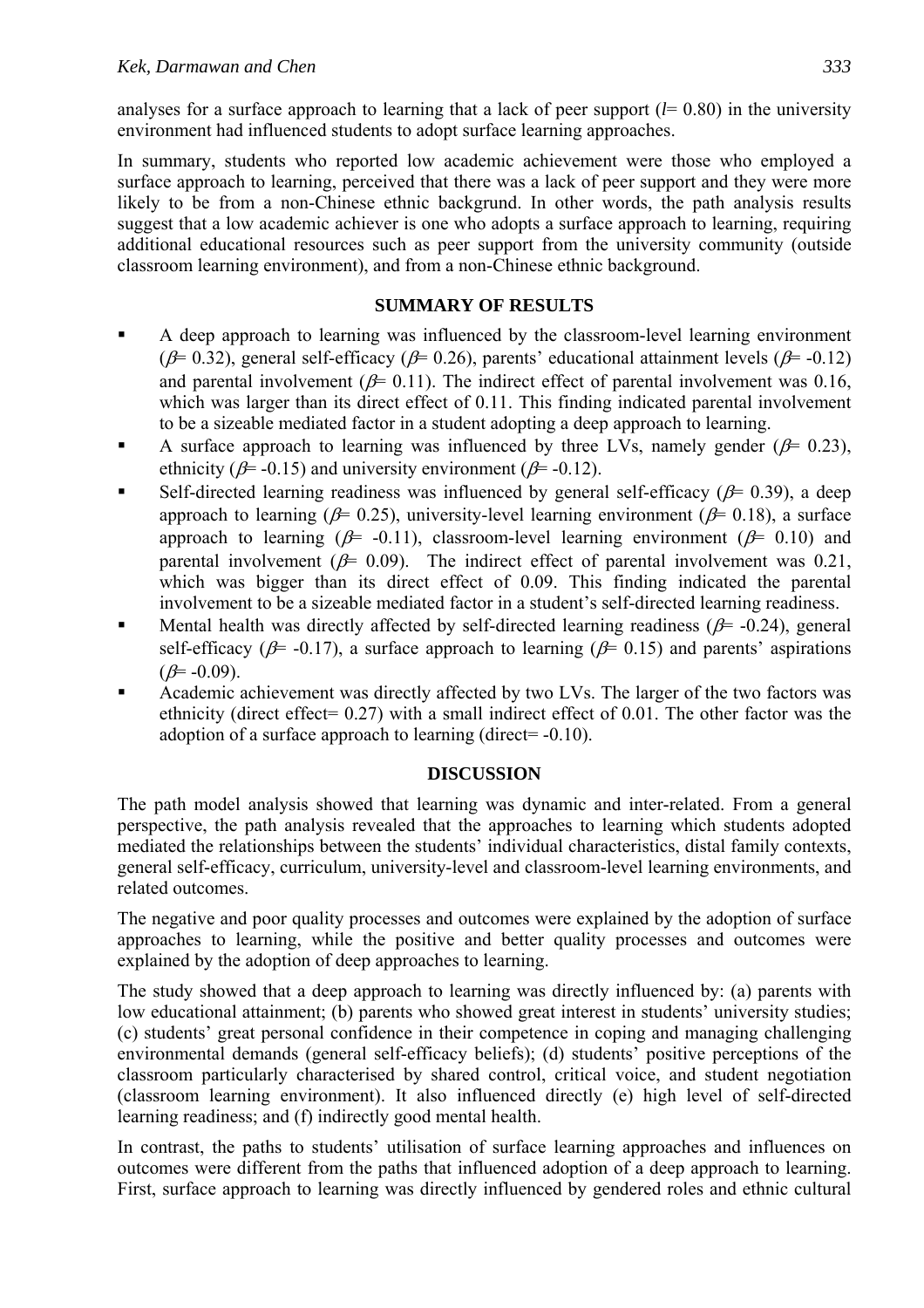analyses for a surface approach to learning that a lack of peer support (*l*= 0.80) in the university environment had influenced students to adopt surface learning approaches.

In summary, students who reported low academic achievement were those who employed a surface approach to learning, perceived that there was a lack of peer support and they were more likely to be from a non-Chinese ethnic backgrund. In other words, the path analysis results suggest that a low academic achiever is one who adopts a surface approach to learning, requiring additional educational resources such as peer support from the university community (outside classroom learning environment), and from a non-Chinese ethnic background.

## SUMMARY OF RESULTS

- A deep approach to learning was influenced by the classroom-level learning environment ($\beta$= 0.32), general self-efficacy ($\beta$= 0.26), parents' educational attainment levels ($\beta$= -0.12) and parental involvement ($\beta$= 0.11). The indirect effect of parental involvement was 0.16, which was larger than its direct effect of 0.11. This finding indicated parental involvement to be a sizeable mediated factor in a student adopting a deep approach to learning.
- A surface approach to learning was influenced by three LVs, namely gender ($\beta$= 0.23), ethnicity ($\beta$= -0.15) and university environment ($\beta$= -0.12).
- Self-directed learning readiness was influenced by general self-efficacy ($\beta$= 0.39), a deep approach to learning ($\beta$= 0.25), university-level learning environment ($\beta$= 0.18), a surface approach to learning ($\beta$= -0.11), classroom-level learning environment ($\beta$= 0.10) and parental involvement ($\beta$= 0.09). The indirect effect of parental involvement was 0.21, which was bigger than its direct effect of 0.09. This finding indicated the parental involvement to be a sizeable mediated factor in a student's self-directed learning readiness.
- Mental health was directly affected by self-directed learning readiness ($\beta$= -0.24), general self-efficacy ($\beta$= -0.17), a surface approach to learning ($\beta$= 0.15) and parents' aspirations ($\beta$= -0.09).
- Academic achievement was directly affected by two LVs. The larger of the two factors was ethnicity (direct effect= 0.27) with a small indirect effect of 0.01. The other factor was the adoption of a surface approach to learning (direct= -0.10).

## DISCUSSION

The path model analysis showed that learning was dynamic and inter-related. From a general perspective, the path analysis revealed that the approaches to learning which students adopted mediated the relationships between the students' individual characteristics, distal family contexts, general self-efficacy, curriculum, university-level and classroom-level learning environments, and related outcomes.

The negative and poor quality processes and outcomes were explained by the adoption of surface approaches to learning, while the positive and better quality processes and outcomes were explained by the adoption of deep approaches to learning.

The study showed that a deep approach to learning was directly influenced by: (a) parents with low educational attainment; (b) parents who showed great interest in students' university studies; (c) students' great personal confidence in their competence in coping and managing challenging environmental demands (general self-efficacy beliefs); (d) students' positive perceptions of the classroom particularly characterised by shared control, critical voice, and student negotiation (classroom learning environment). It also influenced directly (e) high level of self-directed learning readiness; and (f) indirectly good mental health.

In contrast, the paths to students' utilisation of surface learning approaches and influences on outcomes were different from the paths that influenced adoption of a deep approach to learning. First, surface approach to learning was directly influenced by gendered roles and ethnic cultural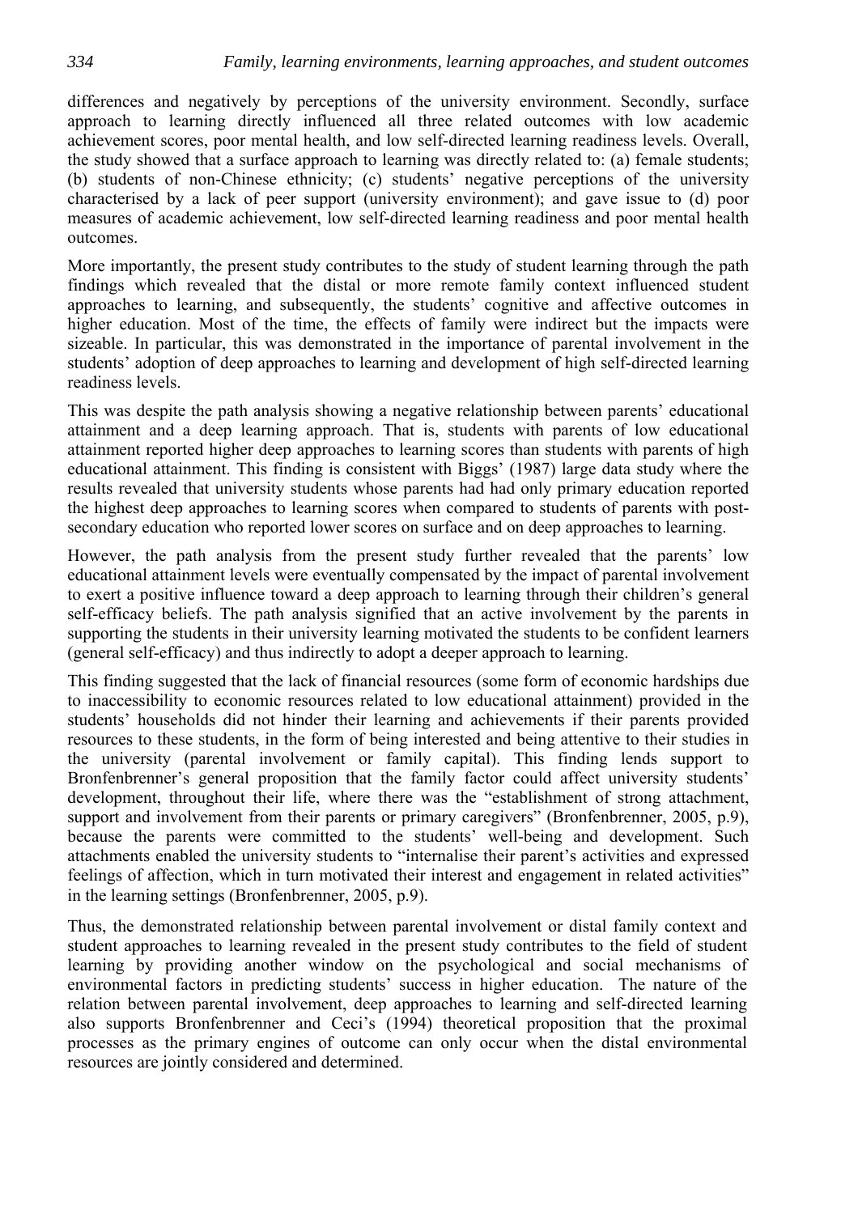differences and negatively by perceptions of the university environment. Secondly, surface approach to learning directly influenced all three related outcomes with low academic achievement scores, poor mental health, and low self-directed learning readiness levels. Overall, the study showed that a surface approach to learning was directly related to: (a) female students; (b) students of non-Chinese ethnicity; (c) students' negative perceptions of the university characterised by a lack of peer support (university environment); and gave issue to (d) poor measures of academic achievement, low self-directed learning readiness and poor mental health outcomes.

More importantly, the present study contributes to the study of student learning through the path findings which revealed that the distal or more remote family context influenced student approaches to learning, and subsequently, the students' cognitive and affective outcomes in higher education. Most of the time, the effects of family were indirect but the impacts were sizeable. In particular, this was demonstrated in the importance of parental involvement in the students' adoption of deep approaches to learning and development of high self-directed learning readiness levels.

This was despite the path analysis showing a negative relationship between parents' educational attainment and a deep learning approach. That is, students with parents of low educational attainment reported higher deep approaches to learning scores than students with parents of high educational attainment. This finding is consistent with Biggs' (1987) large data study where the results revealed that university students whose parents had had only primary education reported the highest deep approaches to learning scores when compared to students of parents with post-secondary education who reported lower scores on surface and on deep approaches to learning.

However, the path analysis from the present study further revealed that the parents' low educational attainment levels were eventually compensated by the impact of parental involvement to exert a positive influence toward a deep approach to learning through their children's general self-efficacy beliefs. The path analysis signified that an active involvement by the parents in supporting the students in their university learning motivated the students to be confident learners (general self-efficacy) and thus indirectly to adopt a deeper approach to learning.

This finding suggested that the lack of financial resources (some form of economic hardships due to inaccessibility to economic resources related to low educational attainment) provided in the students' households did not hinder their learning and achievements if their parents provided resources to these students, in the form of being interested and being attentive to their studies in the university (parental involvement or family capital). This finding lends support to Bronfenbrenner's general proposition that the family factor could affect university students' development, throughout their life, where there was the "establishment of strong attachment, support and involvement from their parents or primary caregivers" (Bronfenbrenner, 2005, p.9), because the parents were committed to the students' well-being and development. Such attachments enabled the university students to "internalise their parent's activities and expressed feelings of affection, which in turn motivated their interest and engagement in related activities" in the learning settings (Bronfenbrenner, 2005, p.9).

Thus, the demonstrated relationship between parental involvement or distal family context and student approaches to learning revealed in the present study contributes to the field of student learning by providing another window on the psychological and social mechanisms of environmental factors in predicting students' success in higher education. The nature of the relation between parental involvement, deep approaches to learning and self-directed learning also supports Bronfenbrenner and Ceci's (1994) theoretical proposition that the proximal processes as the primary engines of outcome can only occur when the distal environmental resources are jointly considered and determined.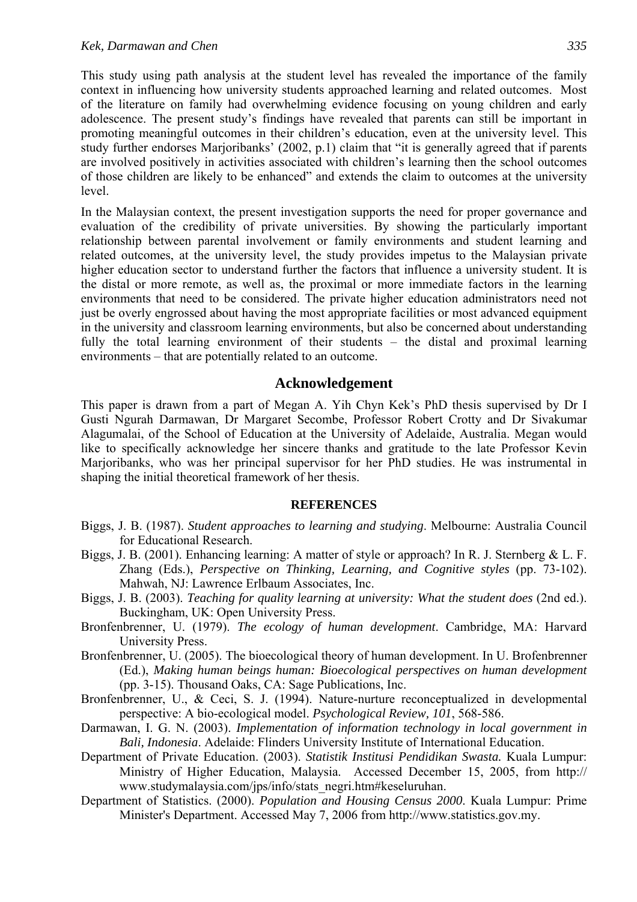This study using path analysis at the student level has revealed the importance of the family context in influencing how university students approached learning and related outcomes. Most of the literature on family had overwhelming evidence focusing on young children and early adolescence. The present study's findings have revealed that parents can still be important in promoting meaningful outcomes in their children's education, even at the university level. This study further endorses Marjoribanks' (2002, p.1) claim that "it is generally agreed that if parents are involved positively in activities associated with children's learning then the school outcomes of those children are likely to be enhanced" and extends the claim to outcomes at the university level.

In the Malaysian context, the present investigation supports the need for proper governance and evaluation of the credibility of private universities. By showing the particularly important relationship between parental involvement or family environments and student learning and related outcomes, at the university level, the study provides impetus to the Malaysian private higher education sector to understand further the factors that influence a university student. It is the distal or more remote, as well as, the proximal or more immediate factors in the learning environments that need to be considered. The private higher education administrators need not just be overly engrossed about having the most appropriate facilities or most advanced equipment in the university and classroom learning environments, but also be concerned about understanding fully the total learning environment of their students – the distal and proximal learning environments – that are potentially related to an outcome.

## Acknowledgement

This paper is drawn from a part of Megan A. Yih Chyn Kek's PhD thesis supervised by Dr I Gusti Ngurah Darmawan, Dr Margaret Secombe, Professor Robert Crotty and Dr Sivakumar Alagumalai, of the School of Education at the University of Adelaide, Australia. Megan would like to specifically acknowledge her sincere thanks and gratitude to the late Professor Kevin Marjoribanks, who was her principal supervisor for her PhD studies. He was instrumental in shaping the initial theoretical framework of her thesis.

### REFERENCES

Biggs, J. B. (1987). *Student approaches to learning and studying*. Melbourne: Australia Council for Educational Research.

Biggs, J. B. (2001). Enhancing learning: A matter of style or approach? In R. J. Sternberg & L. F. Zhang (Eds.), *Perspective on Thinking, Learning, and Cognitive styles* (pp. 73-102). Mahwah, NJ: Lawrence Erlbaum Associates, Inc.

Biggs, J. B. (2003). *Teaching for quality learning at university: What the student does* (2nd ed.). Buckingham, UK: Open University Press.

Bronfenbrenner, U. (1979). *The ecology of human development*. Cambridge, MA: Harvard University Press.

Bronfenbrenner, U. (2005). The bioecological theory of human development. In U. Brofenbrenner (Ed.), *Making human beings human: Bioecological perspectives on human development* (pp. 3-15). Thousand Oaks, CA: Sage Publications, Inc.

Bronfenbrenner, U., & Ceci, S. J. (1994). Nature-nurture reconceptualized in developmental perspective: A bio-ecological model. *Psychological Review, 101*, 568-586.

Darmawan, I. G. N. (2003). *Implementation of information technology in local government in Bali, Indonesia*. Adelaide: Flinders University Institute of International Education.

Department of Private Education. (2003). *Statistik Institusi Pendidikan Swasta.* Kuala Lumpur: Ministry of Higher Education, Malaysia. Accessed December 15, 2005, from http:// www.studymalaysia.com/jps/info/stats_negri.htm#keseluruhan.

Department of Statistics. (2000). *Population and Housing Census 2000*. Kuala Lumpur: Prime Minister's Department. Accessed May 7, 2006 from http://www.statistics.gov.my.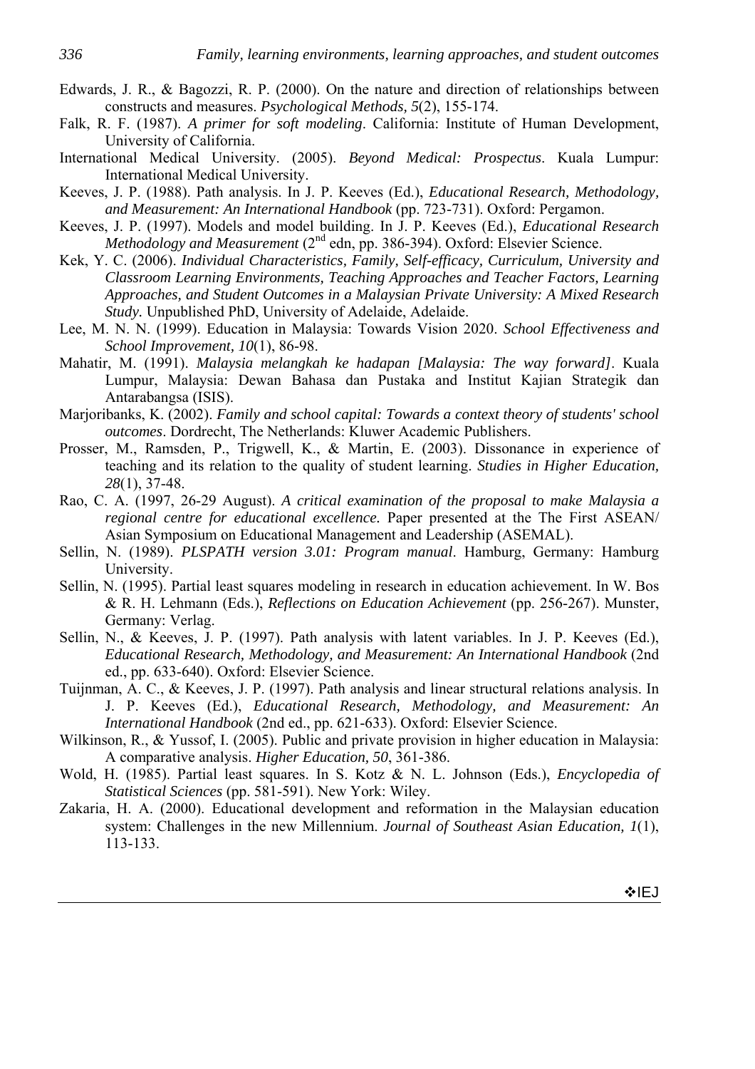Edwards, J. R., & Bagozzi, R. P. (2000). On the nature and direction of relationships between constructs and measures. *Psychological Methods, 5*(2), 155-174.

Falk, R. F. (1987). *A primer for soft modeling*. California: Institute of Human Development, University of California.

International Medical University. (2005). *Beyond Medical: Prospectus*. Kuala Lumpur: International Medical University.

Keeves, J. P. (1988). Path analysis. In J. P. Keeves (Ed.), *Educational Research, Methodology, and Measurement: An International Handbook* (pp. 723-731). Oxford: Pergamon.

Keeves, J. P. (1997). Models and model building. In J. P. Keeves (Ed.), *Educational Research Methodology and Measurement* (2nd edn, pp. 386-394). Oxford: Elsevier Science.

Kek, Y. C. (2006). *Individual Characteristics, Family, Self-efficacy, Curriculum, University and Classroom Learning Environments, Teaching Approaches and Teacher Factors, Learning Approaches, and Student Outcomes in a Malaysian Private University: A Mixed Research Study.* Unpublished PhD, University of Adelaide, Adelaide.

Lee, M. N. N. (1999). Education in Malaysia: Towards Vision 2020. *School Effectiveness and School Improvement, 10*(1), 86-98.

Mahatir, M. (1991). *Malaysia melangkah ke hadapan [Malaysia: The way forward]*. Kuala Lumpur, Malaysia: Dewan Bahasa dan Pustaka and Institut Kajian Strategik dan Antarabangsa (ISIS).

Marjoribanks, K. (2002). *Family and school capital: Towards a context theory of students' school outcomes*. Dordrecht, The Netherlands: Kluwer Academic Publishers.

Prosser, M., Ramsden, P., Trigwell, K., & Martin, E. (2003). Dissonance in experience of teaching and its relation to the quality of student learning. *Studies in Higher Education, 28*(1), 37-48.

Rao, C. A. (1997, 26-29 August). *A critical examination of the proposal to make Malaysia a regional centre for educational excellence.* Paper presented at the The First ASEAN/ Asian Symposium on Educational Management and Leadership (ASEMAL).

Sellin, N. (1989). *PLSPATH version 3.01: Program manual*. Hamburg, Germany: Hamburg University.

Sellin, N. (1995). Partial least squares modeling in research in education achievement. In W. Bos & R. H. Lehmann (Eds.), *Reflections on Education Achievement* (pp. 256-267). Munster, Germany: Verlag.

Sellin, N., & Keeves, J. P. (1997). Path analysis with latent variables. In J. P. Keeves (Ed.), *Educational Research, Methodology, and Measurement: An International Handbook* (2nd ed., pp. 633-640). Oxford: Elsevier Science.

Tuijnman, A. C., & Keeves, J. P. (1997). Path analysis and linear structural relations analysis. In J. P. Keeves (Ed.), *Educational Research, Methodology, and Measurement: An International Handbook* (2nd ed., pp. 621-633). Oxford: Elsevier Science.

Wilkinson, R., & Yussof, I. (2005). Public and private provision in higher education in Malaysia: A comparative analysis. *Higher Education, 50*, 361-386.

Wold, H. (1985). Partial least squares. In S. Kotz & N. L. Johnson (Eds.), *Encyclopedia of Statistical Sciences* (pp. 581-591). New York: Wiley.

Zakaria, H. A. (2000). Educational development and reformation in the Malaysian education system: Challenges in the new Millennium. *Journal of Southeast Asian Education, 1*(1), 113-133.